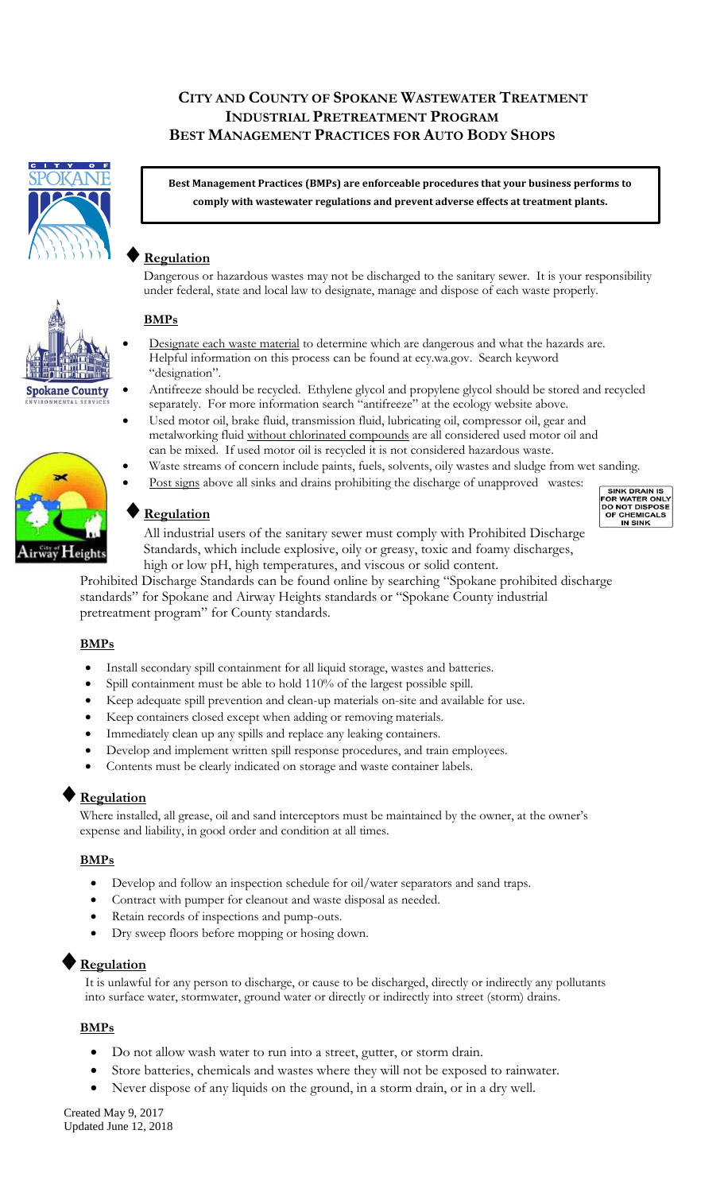# City and County of Spokane Wastewater Treatment Industrial Pretreatment Program Best Management Practices for Auto Body Shops

**Best Management Practices (BMPs) are enforceable procedures that your business performs to comply with wastewater regulations and prevent adverse effects at treatment plants.**

## ♦ Regulation

Dangerous or hazardous wastes may not be discharged to the sanitary sewer. It is your responsibility under federal, state and local law to designate, manage and dispose of each waste properly.

### BMPs

- Designate each waste material to determine which are dangerous and what the hazards are. Helpful information on this process can be found at ecy.wa.gov. Search keyword "designation".
- Antifreeze should be recycled. Ethylene glycol and propylene glycol should be stored and recycled separately. For more information search "antifreeze" at the ecology website above.
- Used motor oil, brake fluid, transmission fluid, lubricating oil, compressor oil, gear and metalworking fluid without chlorinated compounds are all considered used motor oil and can be mixed. If used motor oil is recycled it is not considered hazardous waste.
- Waste streams of concern include paints, fuels, solvents, oily wastes and sludge from wet sanding.
- Post signs above all sinks and drains prohibiting the discharge of unapproved wastes:

SINK DRAIN IS FOR WATER ONLY DO NOT DISPOSE OF CHEMICALS IN SINK

## ♦ Regulation

All industrial users of the sanitary sewer must comply with Prohibited Discharge Standards, which include explosive, oily or greasy, toxic and foamy discharges, high or low pH, high temperatures, and viscous or solid content.

Prohibited Discharge Standards can be found online by searching "Spokane prohibited discharge standards" for Spokane and Airway Heights standards or "Spokane County industrial pretreatment program" for County standards.

### BMPs

- Install secondary spill containment for all liquid storage, wastes and batteries.
- Spill containment must be able to hold 110% of the largest possible spill.
- Keep adequate spill prevention and clean-up materials on-site and available for use.
- Keep containers closed except when adding or removing materials.
- Immediately clean up any spills and replace any leaking containers.
- Develop and implement written spill response procedures, and train employees.
- Contents must be clearly indicated on storage and waste container labels.

## ♦ Regulation

Where installed, all grease, oil and sand interceptors must be maintained by the owner, at the owner's expense and liability, in good order and condition at all times.

### BMPs

- Develop and follow an inspection schedule for oil/water separators and sand traps.
- Contract with pumper for cleanout and waste disposal as needed.
- Retain records of inspections and pump-outs.
- Dry sweep floors before mopping or hosing down.

## ♦ Regulation

It is unlawful for any person to discharge, or cause to be discharged, directly or indirectly any pollutants into surface water, stormwater, ground water or directly or indirectly into street (storm) drains.

### BMPs

- Do not allow wash water to run into a street, gutter, or storm drain.
- Store batteries, chemicals and wastes where they will not be exposed to rainwater.
- Never dispose of any liquids on the ground, in a storm drain, or in a dry well.

Created May 9, 2017
Updated June 12, 2018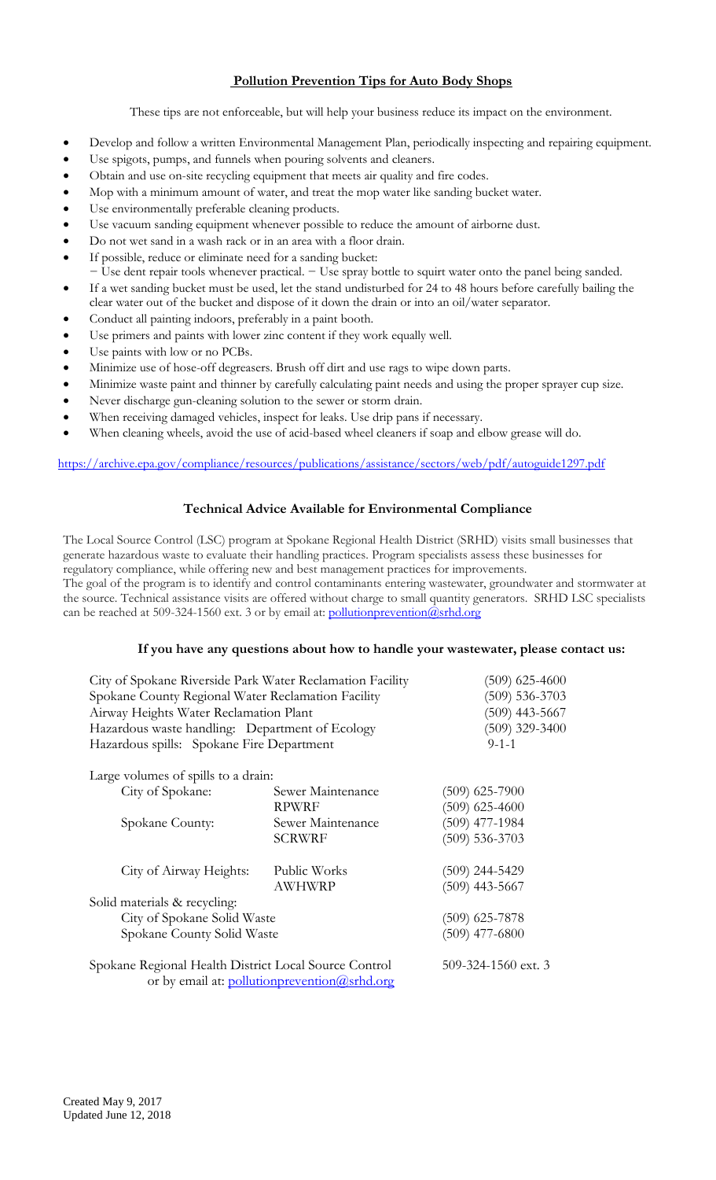## Pollution Prevention Tips for Auto Body Shops

These tips are not enforceable, but will help your business reduce its impact on the environment.

- Develop and follow a written Environmental Management Plan, periodically inspecting and repairing equipment.
- Use spigots, pumps, and funnels when pouring solvents and cleaners.
- Obtain and use on-site recycling equipment that meets air quality and fire codes.
- Mop with a minimum amount of water, and treat the mop water like sanding bucket water.
- Use environmentally preferable cleaning products.
- Use vacuum sanding equipment whenever possible to reduce the amount of airborne dust.
- Do not wet sand in a wash rack or in an area with a floor drain.
- If possible, reduce or eliminate need for a sanding bucket:
  − Use dent repair tools whenever practical. − Use spray bottle to squirt water onto the panel being sanded.
- If a wet sanding bucket must be used, let the stand undisturbed for 24 to 48 hours before carefully bailing the clear water out of the bucket and dispose of it down the drain or into an oil/water separator.
- Conduct all painting indoors, preferably in a paint booth.
- Use primers and paints with lower zinc content if they work equally well.
- Use paints with low or no PCBs.
- Minimize use of hose-off degreasers. Brush off dirt and use rags to wipe down parts.
- Minimize waste paint and thinner by carefully calculating paint needs and using the proper sprayer cup size.
- Never discharge gun-cleaning solution to the sewer or storm drain.
- When receiving damaged vehicles, inspect for leaks. Use drip pans if necessary.
- When cleaning wheels, avoid the use of acid-based wheel cleaners if soap and elbow grease will do.

https://archive.epa.gov/compliance/resources/publications/assistance/sectors/web/pdf/autoguide1297.pdf

## Technical Advice Available for Environmental Compliance

The Local Source Control (LSC) program at Spokane Regional Health District (SRHD) visits small businesses that generate hazardous waste to evaluate their handling practices. Program specialists assess these businesses for regulatory compliance, while offering new and best management practices for improvements.
The goal of the program is to identify and control contaminants entering wastewater, groundwater and stormwater at the source. Technical assistance visits are offered without charge to small quantity generators. SRHD LSC specialists can be reached at 509-324-1560 ext. 3 or by email at: pollutionprevention@srhd.org

**If you have any questions about how to handle your wastewater, please contact us:**

| | | |
|---|---|---|
| City of Spokane Riverside Park Water Reclamation Facility | | (509) 625-4600 |
| Spokane County Regional Water Reclamation Facility | | (509) 536-3703 |
| Airway Heights Water Reclamation Plant | | (509) 443-5667 |
| Hazardous waste handling: Department of Ecology | | (509) 329-3400 |
| Hazardous spills: Spokane Fire Department | | 9-1-1 |
| Large volumes of spills to a drain: | | |
| City of Spokane: | Sewer Maintenance | (509) 625-7900 |
| | RPWRF | (509) 625-4600 |
| Spokane County: | Sewer Maintenance | (509) 477-1984 |
| | SCRWRF | (509) 536-3703 |
| City of Airway Heights: | Public Works | (509) 244-5429 |
| | AWHWRP | (509) 443-5667 |
| Solid materials & recycling: | | |
| City of Spokane Solid Waste | | (509) 625-7878 |
| Spokane County Solid Waste | | (509) 477-6800 |
| Spokane Regional Health District Local Source Control or by email at: pollutionprevention@srhd.org | | 509-324-1560 ext. 3 |

Created May 9, 2017
Updated June 12, 2018